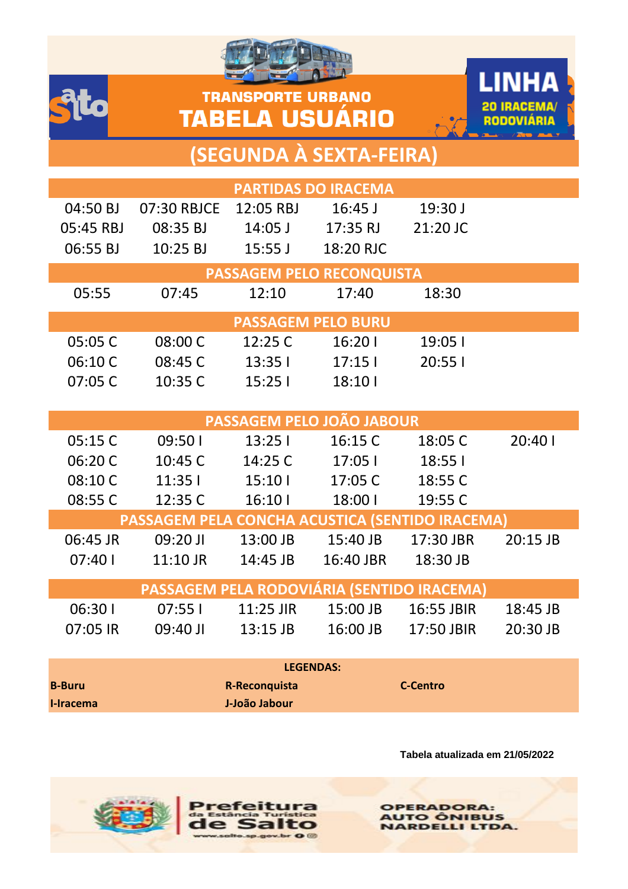# TRANSPORTE URBANO
# TABELA USUÁRIO

**LINHA 20 IRACEMA/ RODOVIÁRIA**

## (SEGUNDA À SEXTA-FEIRA)

### PARTIDAS DO IRACEMA

| | | | | |
|---|---|---|---|---|
| 04:50 BJ | 07:30 RBJCE | 12:05 RBJ | 16:45 J | 19:30 J |
| 05:45 RBJ | 08:35 BJ | 14:05 J | 17:35 RJ | 21:20 JC |
| 06:55 BJ | 10:25 BJ | 15:55 J | 18:20 RJC | |

### PASSAGEM PELO RECONQUISTA

| | | | | |
|---|---|---|---|---|
| 05:55 | 07:45 | 12:10 | 17:40 | 18:30 |

### PASSAGEM PELO BURU

| | | | | |
|---|---|---|---|---|
| 05:05 C | 08:00 C | 12:25 C | 16:20 I | 19:05 I |
| 06:10 C | 08:45 C | 13:35 I | 17:15 I | 20:55 I |
| 07:05 C | 10:35 C | 15:25 I | 18:10 I | |

### PASSAGEM PELO JOÃO JABOUR

| | | | | | |
|---|---|---|---|---|---|
| 05:15 C | 09:50 I | 13:25 I | 16:15 C | 18:05 C | 20:40 I |
| 06:20 C | 10:45 C | 14:25 C | 17:05 I | 18:55 I | |
| 08:10 C | 11:35 I | 15:10 I | 17:05 C | 18:55 C | |
| 08:55 C | 12:35 C | 16:10 I | 18:00 I | 19:55 C | |

### PASSAGEM PELA CONCHA ACUSTICA (SENTIDO IRACEMA)

| | | | | | |
|---|---|---|---|---|---|
| 06:45 JR | 09:20 JI | 13:00 JB | 15:40 JB | 17:30 JBR | 20:15 JB |
| 07:40 I | 11:10 JR | 14:45 JB | 16:40 JBR | 18:30 JB | |

### PASSAGEM PELA RODOVIÁRIA (SENTIDO IRACEMA)

| | | | | | |
|---|---|---|---|---|---|
| 06:30 I | 07:55 I | 11:25 JIR | 15:00 JB | 16:55 JBIR | 18:45 JB |
| 07:05 IR | 09:40 JI | 13:15 JB | 16:00 JB | 17:50 JBIR | 20:30 JB |

**LEGENDAS:**

| | | |
|---|---|---|
| **B-Buru** | **R-Reconquista** | **C-Centro** |
| **I-Iracema** | **J-João Jabour** | |

**Tabela atualizada em 21/05/2022**

Prefeitura da Estância Turística de Salto
www.salto.sp.gov.br

OPERADORA: AUTO ÔNIBUS NARDELLI LTDA.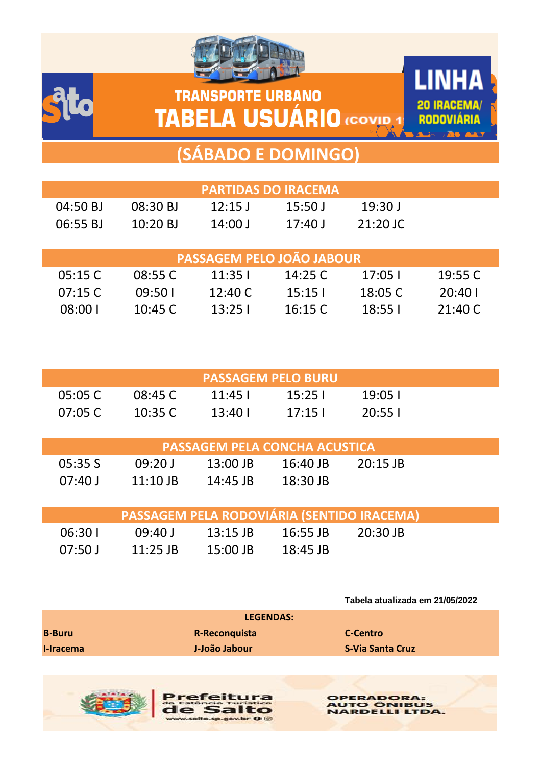# TRANSPORTE URBANO

# TABELA USUÁRIO (COVID 19)

**LINHA 20 IRACEMA/ RODOVIÁRIA**

## (SÁBADO E DOMINGO)

| PARTIDAS DO IRACEMA | | | | | |
|---|---|---|---|---|---|
| 04:50 BJ | 08:30 BJ | 12:15 J | 15:50 J | 19:30 J | |
| 06:55 BJ | 10:20 BJ | 14:00 J | 17:40 J | 21:20 JC | |

| PASSAGEM PELO JOÃO JABOUR | | | | | |
|---|---|---|---|---|---|
| 05:15 C | 08:55 C | 11:35 I | 14:25 C | 17:05 I | 19:55 C |
| 07:15 C | 09:50 I | 12:40 C | 15:15 I | 18:05 C | 20:40 I |
| 08:00 I | 10:45 C | 13:25 I | 16:15 C | 18:55 I | 21:40 C |

| PASSAGEM PELO BURU | | | | | |
|---|---|---|---|---|---|
| 05:05 C | 08:45 C | 11:45 I | 15:25 I | 19:05 I | |
| 07:05 C | 10:35 C | 13:40 I | 17:15 I | 20:55 I | |

| PASSAGEM PELA CONCHA ACUSTICA | | | | | |
|---|---|---|---|---|---|
| 05:35 S | 09:20 J | 13:00 JB | 16:40 JB | 20:15 JB | |
| 07:40 J | 11:10 JB | 14:45 JB | 18:30 JB | | |

| PASSAGEM PELA RODOVIÁRIA (SENTIDO IRACEMA) | | | | | |
|---|---|---|---|---|---|
| 06:30 I | 09:40 J | 13:15 JB | 16:55 JB | 20:30 JB | |
| 07:50 J | 11:25 JB | 15:00 JB | 18:45 JB | | |

Tabela atualizada em 21/05/2022

| LEGENDAS: | | |
|---|---|---|
| **B-Buru** | **R-Reconquista** | **C-Centro** |
| **I-Iracema** | **J-João Jabour** | **S-Via Santa Cruz** |

Prefeitura da Estância Turística de Salto
www.salto.sp.gov.br

OPERADORA: AUTO ÔNIBUS NARDELLI LTDA.